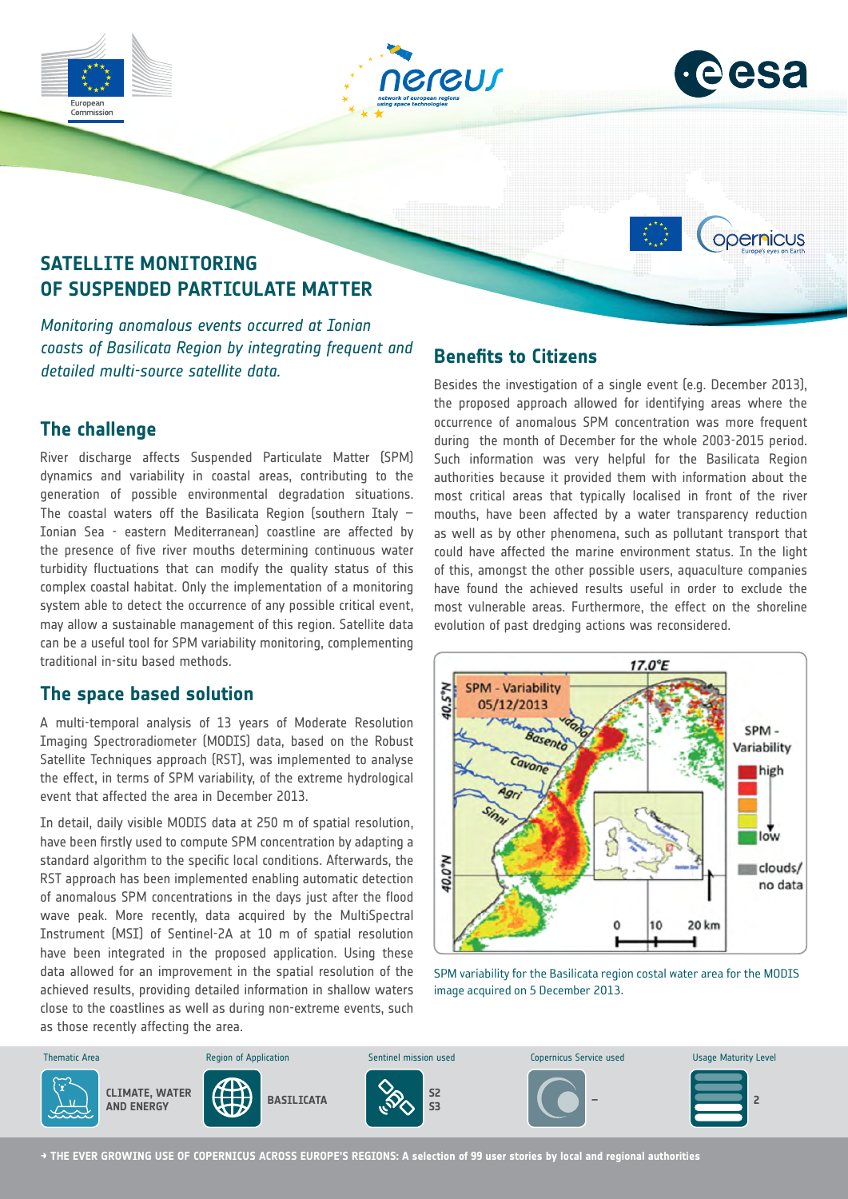# SATELLITE MONITORING OF SUSPENDED PARTICULATE MATTER

*Monitoring anomalous events occurred at Ionian coasts of Basilicata Region by integrating frequent and detailed multi-source satellite data.*

## The challenge

River discharge affects Suspended Particulate Matter (SPM) dynamics and variability in coastal areas, contributing to the generation of possible environmental degradation situations. The coastal waters off the Basilicata Region (southern Italy – Ionian Sea - eastern Mediterranean) coastline are affected by the presence of five river mouths determining continuous water turbidity fluctuations that can modify the quality status of this complex coastal habitat. Only the implementation of a monitoring system able to detect the occurrence of any possible critical event, may allow a sustainable management of this region. Satellite data can be a useful tool for SPM variability monitoring, complementing traditional in-situ based methods.

## The space based solution

A multi-temporal analysis of 13 years of Moderate Resolution Imaging Spectroradiometer (MODIS) data, based on the Robust Satellite Techniques approach (RST), was implemented to analyse the effect, in terms of SPM variability, of the extreme hydrological event that affected the area in December 2013.

In detail, daily visible MODIS data at 250 m of spatial resolution, have been firstly used to compute SPM concentration by adapting a standard algorithm to the specific local conditions. Afterwards, the RST approach has been implemented enabling automatic detection of anomalous SPM concentrations in the days just after the flood wave peak. More recently, data acquired by the MultiSpectral Instrument (MSI) of Sentinel-2A at 10 m of spatial resolution have been integrated in the proposed application. Using these data allowed for an improvement in the spatial resolution of the achieved results, providing detailed information in shallow waters close to the coastlines as well as during non-extreme events, such as those recently affecting the area.

## Benefits to Citizens

Besides the investigation of a single event (e.g. December 2013), the proposed approach allowed for identifying areas where the occurrence of anomalous SPM concentration was more frequent during the month of December for the whole 2003-2015 period. Such information was very helpful for the Basilicata Region authorities because it provided them with information about the most critical areas that typically localised in front of the river mouths, have been affected by a water transparency reduction as well as by other phenomena, such as pollutant transport that could have affected the marine environment status. In the light of this, amongst the other possible users, aquaculture companies have found the achieved results useful in order to exclude the most vulnerable areas. Furthermore, the effect on the shoreline evolution of past dredging actions was reconsidered.

SPM variability for the Basilicata region costal water area for the MODIS image acquired on 5 December 2013.

| Thematic Area | Region of Application | Sentinel mission used | Copernicus Service used | Usage Maturity Level |
| --- | --- | --- | --- | --- |
| CLIMATE, WATER AND ENERGY | BASILICATA | S2 S3 | – | 2 |

→ THE EVER GROWING USE OF COPERNICUS ACROSS EUROPE'S REGIONS: A selection of 99 user stories by local and regional authorities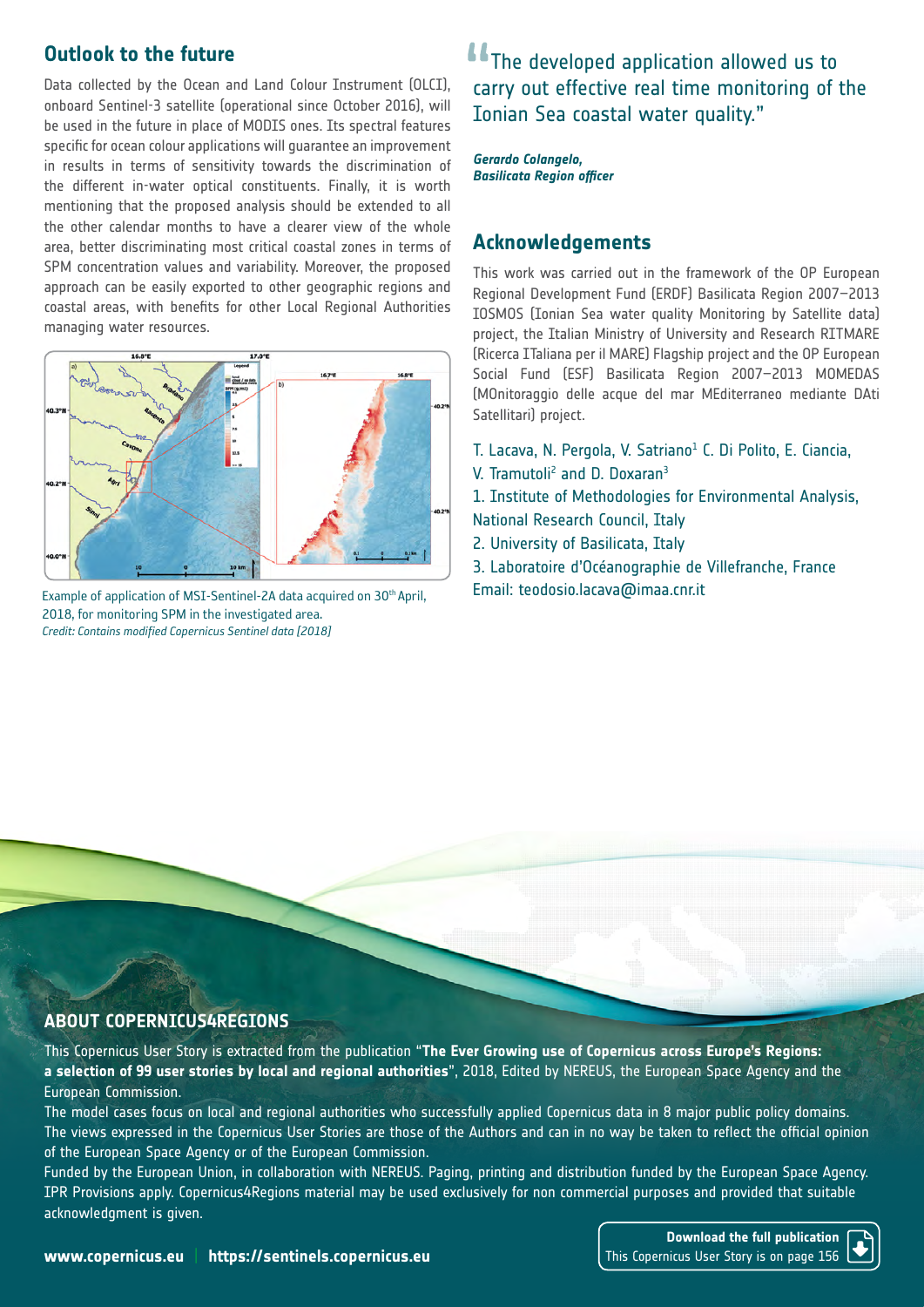## Outlook to the future

Data collected by the Ocean and Land Colour Instrument (OLCI), onboard Sentinel-3 satellite (operational since October 2016), will be used in the future in place of MODIS ones. Its spectral features specific for ocean colour applications will guarantee an improvement in results in terms of sensitivity towards the discrimination of the different in-water optical constituents. Finally, it is worth mentioning that the proposed analysis should be extended to all the other calendar months to have a clearer view of the whole area, better discriminating most critical coastal zones in terms of SPM concentration values and variability. Moreover, the proposed approach can be easily exported to other geographic regions and coastal areas, with benefits for other Local Regional Authorities managing water resources.

Example of application of MSI-Sentinel-2A data acquired on 30th April, 2018, for monitoring SPM in the investigated area.
*Credit: Contains modified Copernicus Sentinel data [2018]*

> "The developed application allowed us to carry out effective real time monitoring of the Ionian Sea coastal water quality."
>
> ***Gerardo Colangelo, Basilicata Region officer***

## Acknowledgements

This work was carried out in the framework of the OP European Regional Development Fund (ERDF) Basilicata Region 2007–2013 IOSMOS (Ionian Sea water quality Monitoring by Satellite data) project, the Italian Ministry of University and Research RITMARE (Ricerca ITaliana per il MARE) Flagship project and the OP European Social Fund (ESF) Basilicata Region 2007–2013 MOMEDAS (MOnitoraggio delle acque del mar MEditerraneo mediante DAti Satellitari) project.

T. Lacava, N. Pergola, V. Satriano[1] C. Di Polito, E. Ciancia, V. Tramutoli[2] and D. Doxaran[3]

1. Institute of Methodologies for Environmental Analysis, National Research Council, Italy
2. University of Basilicata, Italy
3. Laboratoire d'Océanographie de Villefranche, France

Email: teodosio.lacava@imaa.cnr.it

## ABOUT COPERNICUS4REGIONS

This Copernicus User Story is extracted from the publication "**The Ever Growing use of Copernicus across Europe's Regions: a selection of 99 user stories by local and regional authorities**", 2018, Edited by NEREUS, the European Space Agency and the European Commission.

The model cases focus on local and regional authorities who successfully applied Copernicus data in 8 major public policy domains. The views expressed in the Copernicus User Stories are those of the Authors and can in no way be taken to reflect the official opinion of the European Space Agency or of the European Commission.

Funded by the European Union, in collaboration with NEREUS. Paging, printing and distribution funded by the European Space Agency. IPR Provisions apply. Copernicus4Regions material may be used exclusively for non commercial purposes and provided that suitable acknowledgment is given.

**www.copernicus.eu** | **https://sentinels.copernicus.eu**

**Download the full publication**
This Copernicus User Story is on page 156